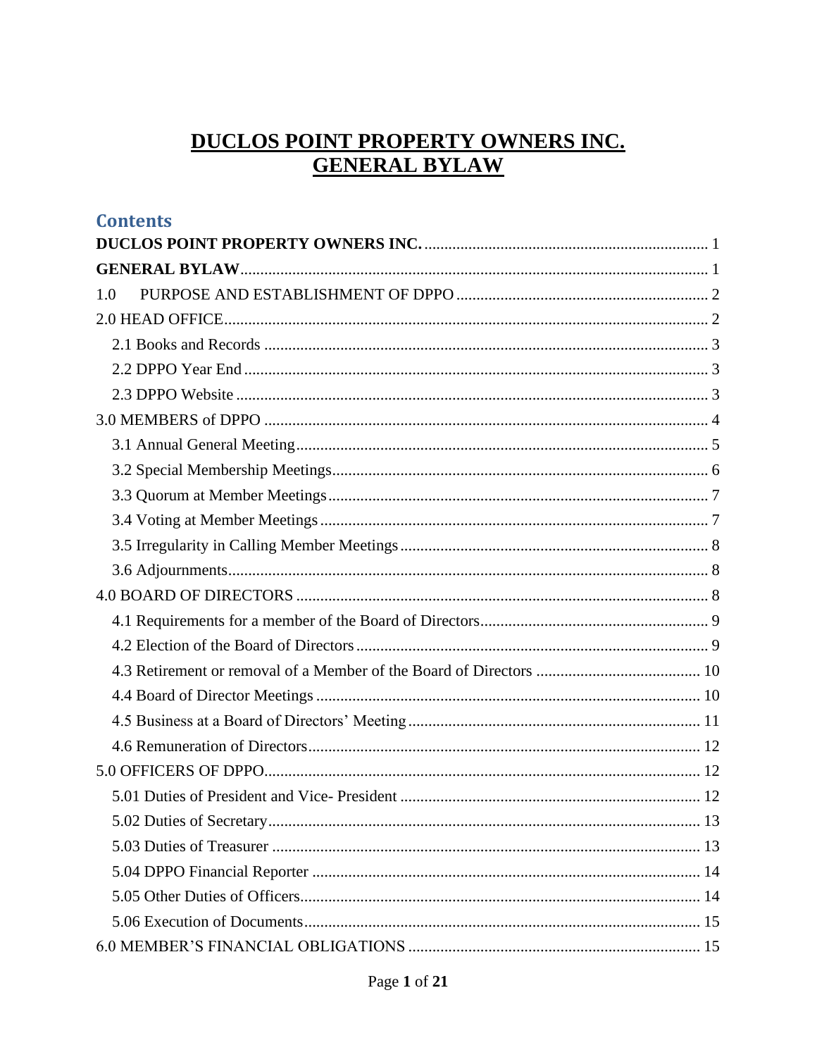# DUCLOS POINT PROPERTY OWNERS INC.
# GENERAL BYLAW

## Contents

**DUCLOS POINT PROPERTY OWNERS INC.** ........................................ 1

**GENERAL BYLAW** ........................................ 1

1.0 PURPOSE AND ESTABLISHMENT OF DPPO ........................................ 2

2.0 HEAD OFFICE ........................................ 2

- 2.1 Books and Records ........................................ 3
- 2.2 DPPO Year End ........................................ 3
- 2.3 DPPO Website ........................................ 3

3.0 MEMBERS of DPPO ........................................ 4

- 3.1 Annual General Meeting ........................................ 5
- 3.2 Special Membership Meetings ........................................ 6
- 3.3 Quorum at Member Meetings ........................................ 7
- 3.4 Voting at Member Meetings ........................................ 7
- 3.5 Irregularity in Calling Member Meetings ........................................ 8
- 3.6 Adjournments ........................................ 8

4.0 BOARD OF DIRECTORS ........................................ 8

- 4.1 Requirements for a member of the Board of Directors ........................................ 9
- 4.2 Election of the Board of Directors ........................................ 9
- 4.3 Retirement or removal of a Member of the Board of Directors ........................................ 10
- 4.4 Board of Director Meetings ........................................ 10
- 4.5 Business at a Board of Directors' Meeting ........................................ 11
- 4.6 Remuneration of Directors ........................................ 12

5.0 OFFICERS OF DPPO ........................................ 12

- 5.01 Duties of President and Vice- President ........................................ 12
- 5.02 Duties of Secretary ........................................ 13
- 5.03 Duties of Treasurer ........................................ 13
- 5.04 DPPO Financial Reporter ........................................ 14
- 5.05 Other Duties of Officers ........................................ 14
- 5.06 Execution of Documents ........................................ 15

6.0 MEMBER'S FINANCIAL OBLIGATIONS ........................................ 15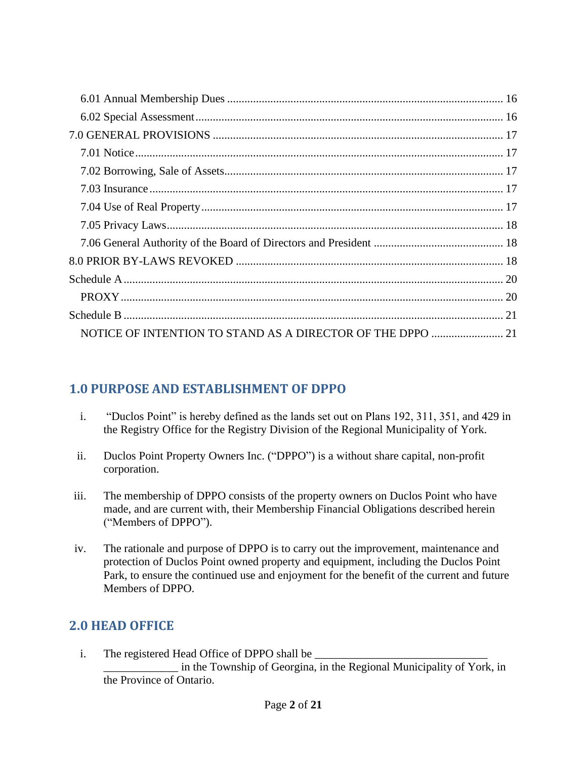6.01 Annual Membership Dues ........................................................................................... 16
6.02 Special Assessment...................................................................................................... 16
7.0 GENERAL PROVISIONS ................................................................................................ 17
7.01 Notice........................................................................................................................... 17
7.02 Borrowing, Sale of Assets............................................................................................ 17
7.03 Insurance ...................................................................................................................... 17
7.04 Use of Real Property.................................................................................................... 17
7.05 Privacy Laws................................................................................................................ 18
7.06 General Authority of the Board of Directors and President ......................................... 18
8.0 PRIOR BY-LAWS REVOKED ........................................................................................ 18
Schedule A ............................................................................................................................... 20
PROXY ..................................................................................................................................... 20
Schedule B ............................................................................................................................... 21
NOTICE OF INTENTION TO STAND AS A DIRECTOR OF THE DPPO ......................... 21

## 1.0 PURPOSE AND ESTABLISHMENT OF DPPO

i. "Duclos Point" is hereby defined as the lands set out on Plans 192, 311, 351, and 429 in the Registry Office for the Registry Division of the Regional Municipality of York.

ii. Duclos Point Property Owners Inc. ("DPPO") is a without share capital, non-profit corporation.

iii. The membership of DPPO consists of the property owners on Duclos Point who have made, and are current with, their Membership Financial Obligations described herein ("Members of DPPO").

iv. The rationale and purpose of DPPO is to carry out the improvement, maintenance and protection of Duclos Point owned property and equipment, including the Duclos Point Park, to ensure the continued use and enjoyment for the benefit of the current and future Members of DPPO.

## 2.0 HEAD OFFICE

i. The registered Head Office of DPPO shall be ______________________________ _____________ in the Township of Georgina, in the Regional Municipality of York, in the Province of Ontario.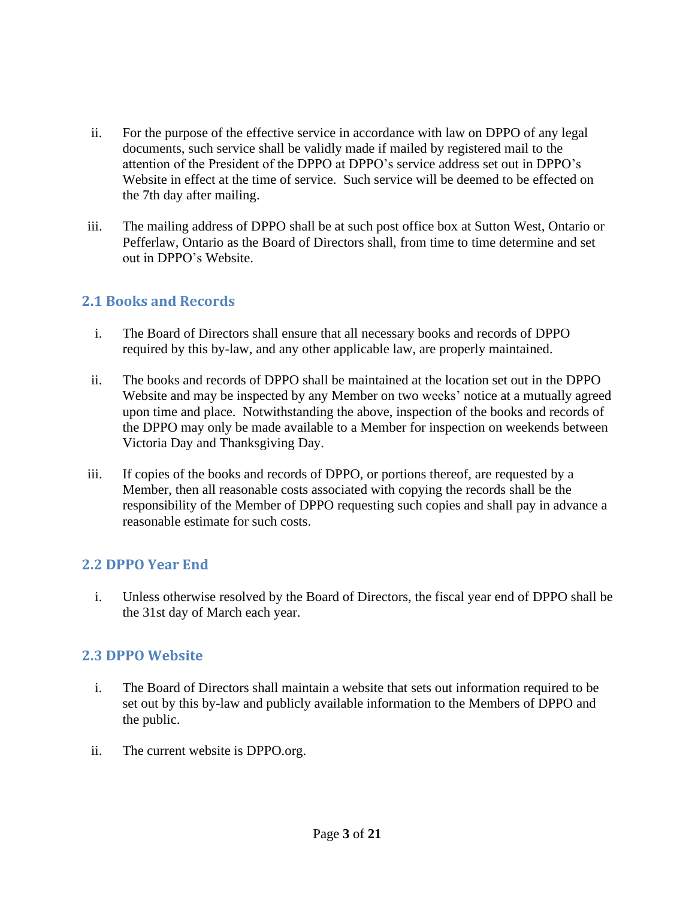ii. For the purpose of the effective service in accordance with law on DPPO of any legal documents, such service shall be validly made if mailed by registered mail to the attention of the President of the DPPO at DPPO's service address set out in DPPO's Website in effect at the time of service. Such service will be deemed to be effected on the 7th day after mailing.

iii. The mailing address of DPPO shall be at such post office box at Sutton West, Ontario or Pefferlaw, Ontario as the Board of Directors shall, from time to time determine and set out in DPPO's Website.

## 2.1 Books and Records

i. The Board of Directors shall ensure that all necessary books and records of DPPO required by this by-law, and any other applicable law, are properly maintained.

ii. The books and records of DPPO shall be maintained at the location set out in the DPPO Website and may be inspected by any Member on two weeks' notice at a mutually agreed upon time and place. Notwithstanding the above, inspection of the books and records of the DPPO may only be made available to a Member for inspection on weekends between Victoria Day and Thanksgiving Day.

iii. If copies of the books and records of DPPO, or portions thereof, are requested by a Member, then all reasonable costs associated with copying the records shall be the responsibility of the Member of DPPO requesting such copies and shall pay in advance a reasonable estimate for such costs.

## 2.2 DPPO Year End

i. Unless otherwise resolved by the Board of Directors, the fiscal year end of DPPO shall be the 31st day of March each year.

## 2.3 DPPO Website

i. The Board of Directors shall maintain a website that sets out information required to be set out by this by-law and publicly available information to the Members of DPPO and the public.

ii. The current website is DPPO.org.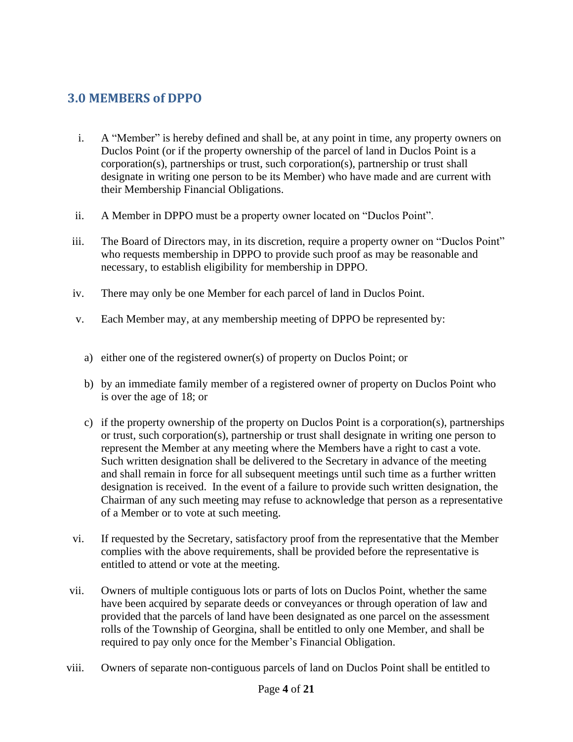## 3.0 MEMBERS of DPPO

i. A "Member" is hereby defined and shall be, at any point in time, any property owners on Duclos Point (or if the property ownership of the parcel of land in Duclos Point is a corporation(s), partnerships or trust, such corporation(s), partnership or trust shall designate in writing one person to be its Member) who have made and are current with their Membership Financial Obligations.

ii. A Member in DPPO must be a property owner located on "Duclos Point".

iii. The Board of Directors may, in its discretion, require a property owner on "Duclos Point" who requests membership in DPPO to provide such proof as may be reasonable and necessary, to establish eligibility for membership in DPPO.

iv. There may only be one Member for each parcel of land in Duclos Point.

v. Each Member may, at any membership meeting of DPPO be represented by:

   a) either one of the registered owner(s) of property on Duclos Point; or

   b) by an immediate family member of a registered owner of property on Duclos Point who is over the age of 18; or

   c) if the property ownership of the property on Duclos Point is a corporation(s), partnerships or trust, such corporation(s), partnership or trust shall designate in writing one person to represent the Member at any meeting where the Members have a right to cast a vote. Such written designation shall be delivered to the Secretary in advance of the meeting and shall remain in force for all subsequent meetings until such time as a further written designation is received. In the event of a failure to provide such written designation, the Chairman of any such meeting may refuse to acknowledge that person as a representative of a Member or to vote at such meeting.

vi. If requested by the Secretary, satisfactory proof from the representative that the Member complies with the above requirements, shall be provided before the representative is entitled to attend or vote at the meeting.

vii. Owners of multiple contiguous lots or parts of lots on Duclos Point, whether the same have been acquired by separate deeds or conveyances or through operation of law and provided that the parcels of land have been designated as one parcel on the assessment rolls of the Township of Georgina, shall be entitled to only one Member, and shall be required to pay only once for the Member's Financial Obligation.

viii. Owners of separate non-contiguous parcels of land on Duclos Point shall be entitled to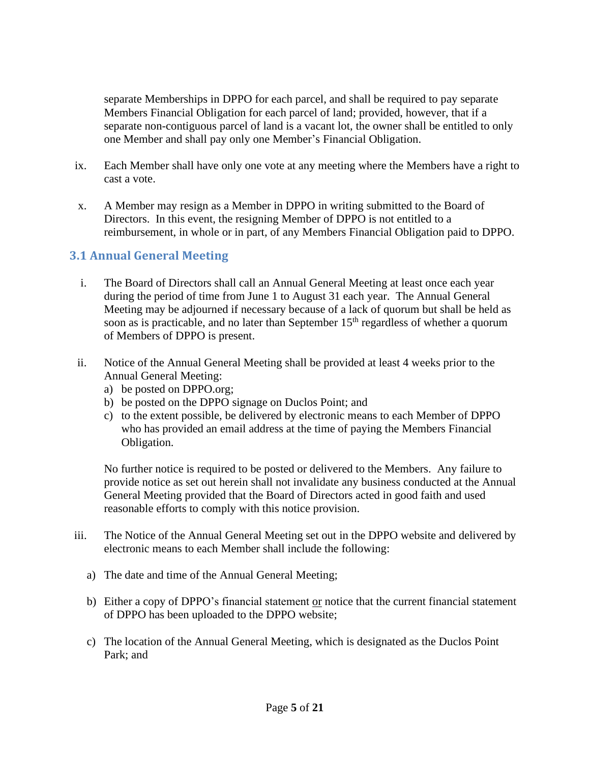separate Memberships in DPPO for each parcel, and shall be required to pay separate Members Financial Obligation for each parcel of land; provided, however, that if a separate non-contiguous parcel of land is a vacant lot, the owner shall be entitled to only one Member and shall pay only one Member's Financial Obligation.

ix. Each Member shall have only one vote at any meeting where the Members have a right to cast a vote.

x. A Member may resign as a Member in DPPO in writing submitted to the Board of Directors. In this event, the resigning Member of DPPO is not entitled to a reimbursement, in whole or in part, of any Members Financial Obligation paid to DPPO.

## 3.1 Annual General Meeting

i. The Board of Directors shall call an Annual General Meeting at least once each year during the period of time from June 1 to August 31 each year. The Annual General Meeting may be adjourned if necessary because of a lack of quorum but shall be held as soon as is practicable, and no later than September 15th regardless of whether a quorum of Members of DPPO is present.

ii. Notice of the Annual General Meeting shall be provided at least 4 weeks prior to the Annual General Meeting:
   a) be posted on DPPO.org;
   b) be posted on the DPPO signage on Duclos Point; and
   c) to the extent possible, be delivered by electronic means to each Member of DPPO who has provided an email address at the time of paying the Members Financial Obligation.

   No further notice is required to be posted or delivered to the Members. Any failure to provide notice as set out herein shall not invalidate any business conducted at the Annual General Meeting provided that the Board of Directors acted in good faith and used reasonable efforts to comply with this notice provision.

iii. The Notice of the Annual General Meeting set out in the DPPO website and delivered by electronic means to each Member shall include the following:

   a) The date and time of the Annual General Meeting;

   b) Either a copy of DPPO's financial statement <u>or</u> notice that the current financial statement of DPPO has been uploaded to the DPPO website;

   c) The location of the Annual General Meeting, which is designated as the Duclos Point Park; and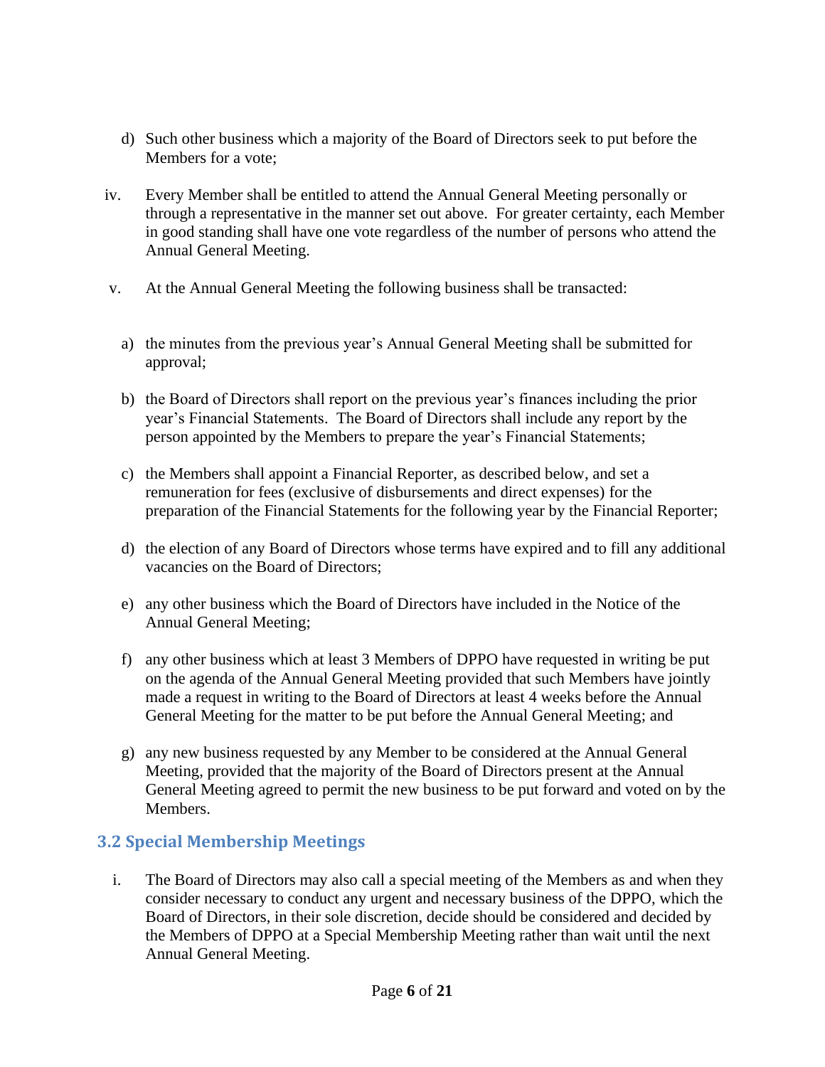d) Such other business which a majority of the Board of Directors seek to put before the Members for a vote;

iv. Every Member shall be entitled to attend the Annual General Meeting personally or through a representative in the manner set out above. For greater certainty, each Member in good standing shall have one vote regardless of the number of persons who attend the Annual General Meeting.

v. At the Annual General Meeting the following business shall be transacted:

a) the minutes from the previous year's Annual General Meeting shall be submitted for approval;

b) the Board of Directors shall report on the previous year's finances including the prior year's Financial Statements. The Board of Directors shall include any report by the person appointed by the Members to prepare the year's Financial Statements;

c) the Members shall appoint a Financial Reporter, as described below, and set a remuneration for fees (exclusive of disbursements and direct expenses) for the preparation of the Financial Statements for the following year by the Financial Reporter;

d) the election of any Board of Directors whose terms have expired and to fill any additional vacancies on the Board of Directors;

e) any other business which the Board of Directors have included in the Notice of the Annual General Meeting;

f) any other business which at least 3 Members of DPPO have requested in writing be put on the agenda of the Annual General Meeting provided that such Members have jointly made a request in writing to the Board of Directors at least 4 weeks before the Annual General Meeting for the matter to be put before the Annual General Meeting; and

g) any new business requested by any Member to be considered at the Annual General Meeting, provided that the majority of the Board of Directors present at the Annual General Meeting agreed to permit the new business to be put forward and voted on by the Members.

### 3.2 Special Membership Meetings

i. The Board of Directors may also call a special meeting of the Members as and when they consider necessary to conduct any urgent and necessary business of the DPPO, which the Board of Directors, in their sole discretion, decide should be considered and decided by the Members of DPPO at a Special Membership Meeting rather than wait until the next Annual General Meeting.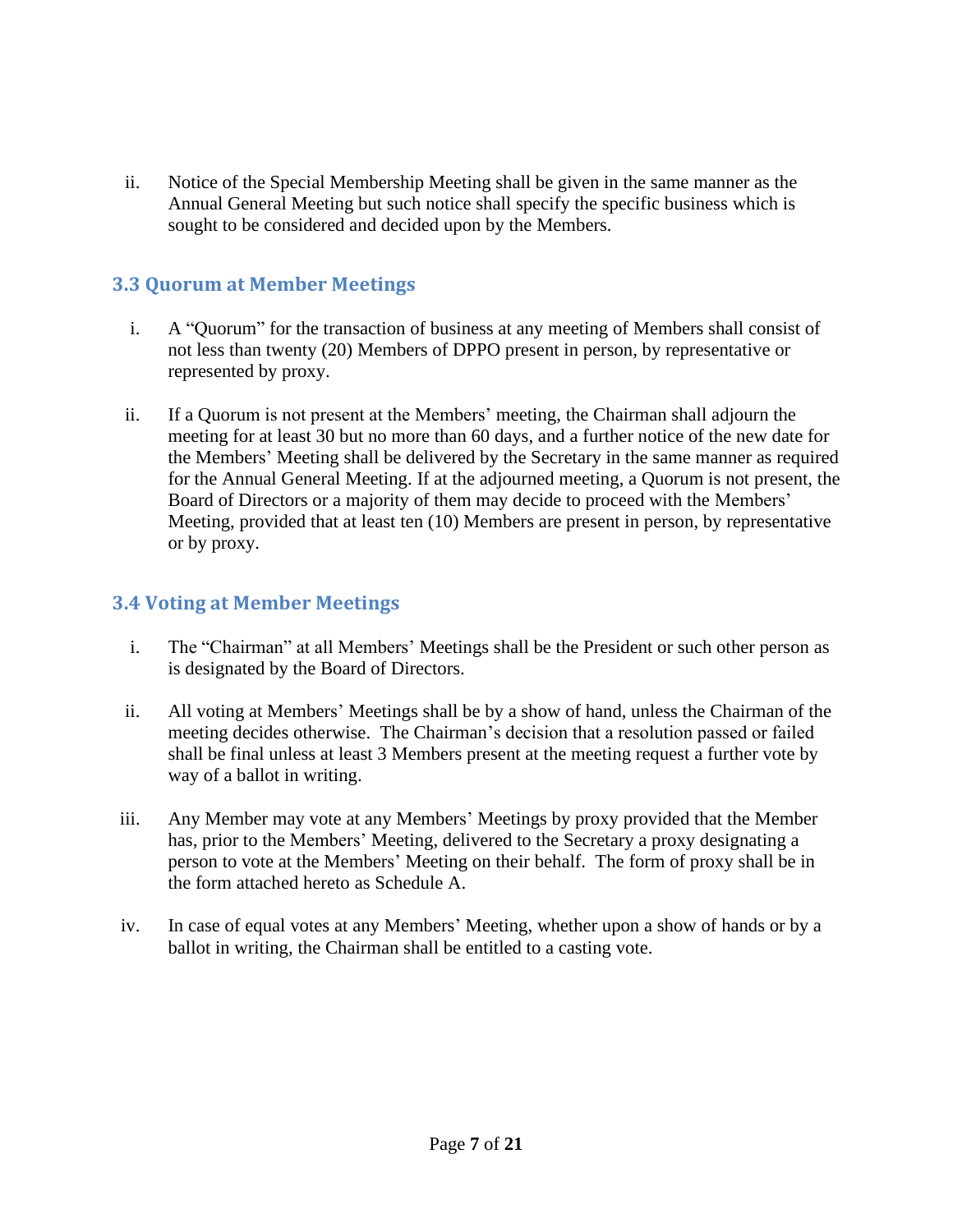ii. Notice of the Special Membership Meeting shall be given in the same manner as the Annual General Meeting but such notice shall specify the specific business which is sought to be considered and decided upon by the Members.

### 3.3 Quorum at Member Meetings

i. A "Quorum" for the transaction of business at any meeting of Members shall consist of not less than twenty (20) Members of DPPO present in person, by representative or represented by proxy.

ii. If a Quorum is not present at the Members' meeting, the Chairman shall adjourn the meeting for at least 30 but no more than 60 days, and a further notice of the new date for the Members' Meeting shall be delivered by the Secretary in the same manner as required for the Annual General Meeting. If at the adjourned meeting, a Quorum is not present, the Board of Directors or a majority of them may decide to proceed with the Members' Meeting, provided that at least ten (10) Members are present in person, by representative or by proxy.

### 3.4 Voting at Member Meetings

i. The "Chairman" at all Members' Meetings shall be the President or such other person as is designated by the Board of Directors.

ii. All voting at Members' Meetings shall be by a show of hand, unless the Chairman of the meeting decides otherwise. The Chairman's decision that a resolution passed or failed shall be final unless at least 3 Members present at the meeting request a further vote by way of a ballot in writing.

iii. Any Member may vote at any Members' Meetings by proxy provided that the Member has, prior to the Members' Meeting, delivered to the Secretary a proxy designating a person to vote at the Members' Meeting on their behalf. The form of proxy shall be in the form attached hereto as Schedule A.

iv. In case of equal votes at any Members' Meeting, whether upon a show of hands or by a ballot in writing, the Chairman shall be entitled to a casting vote.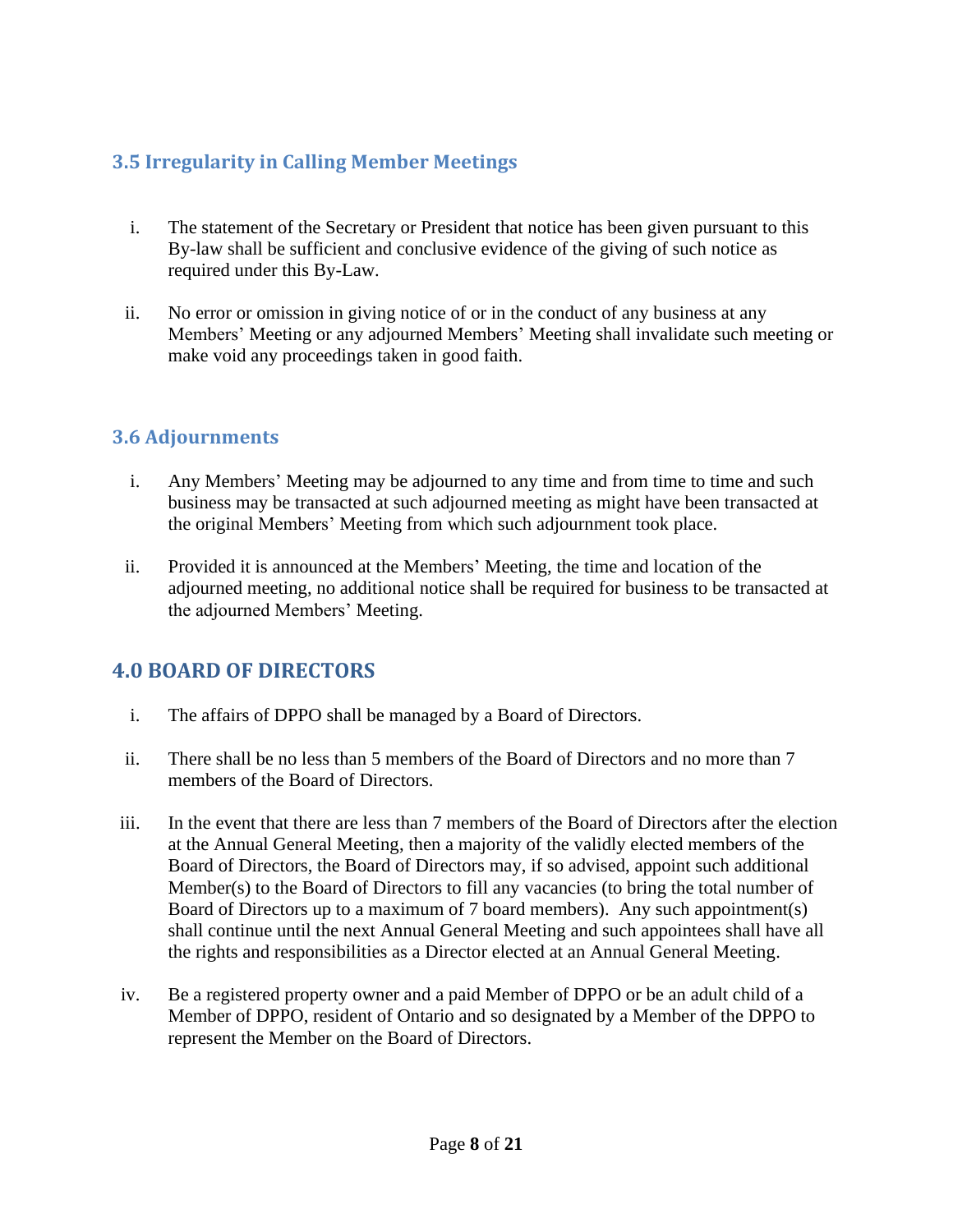### 3.5 Irregularity in Calling Member Meetings

i. The statement of the Secretary or President that notice has been given pursuant to this By-law shall be sufficient and conclusive evidence of the giving of such notice as required under this By-Law.

ii. No error or omission in giving notice of or in the conduct of any business at any Members' Meeting or any adjourned Members' Meeting shall invalidate such meeting or make void any proceedings taken in good faith.

### 3.6 Adjournments

i. Any Members' Meeting may be adjourned to any time and from time to time and such business may be transacted at such adjourned meeting as might have been transacted at the original Members' Meeting from which such adjournment took place.

ii. Provided it is announced at the Members' Meeting, the time and location of the adjourned meeting, no additional notice shall be required for business to be transacted at the adjourned Members' Meeting.

## 4.0 BOARD OF DIRECTORS

i. The affairs of DPPO shall be managed by a Board of Directors.

ii. There shall be no less than 5 members of the Board of Directors and no more than 7 members of the Board of Directors.

iii. In the event that there are less than 7 members of the Board of Directors after the election at the Annual General Meeting, then a majority of the validly elected members of the Board of Directors, the Board of Directors may, if so advised, appoint such additional Member(s) to the Board of Directors to fill any vacancies (to bring the total number of Board of Directors up to a maximum of 7 board members). Any such appointment(s) shall continue until the next Annual General Meeting and such appointees shall have all the rights and responsibilities as a Director elected at an Annual General Meeting.

iv. Be a registered property owner and a paid Member of DPPO or be an adult child of a Member of DPPO, resident of Ontario and so designated by a Member of the DPPO to represent the Member on the Board of Directors.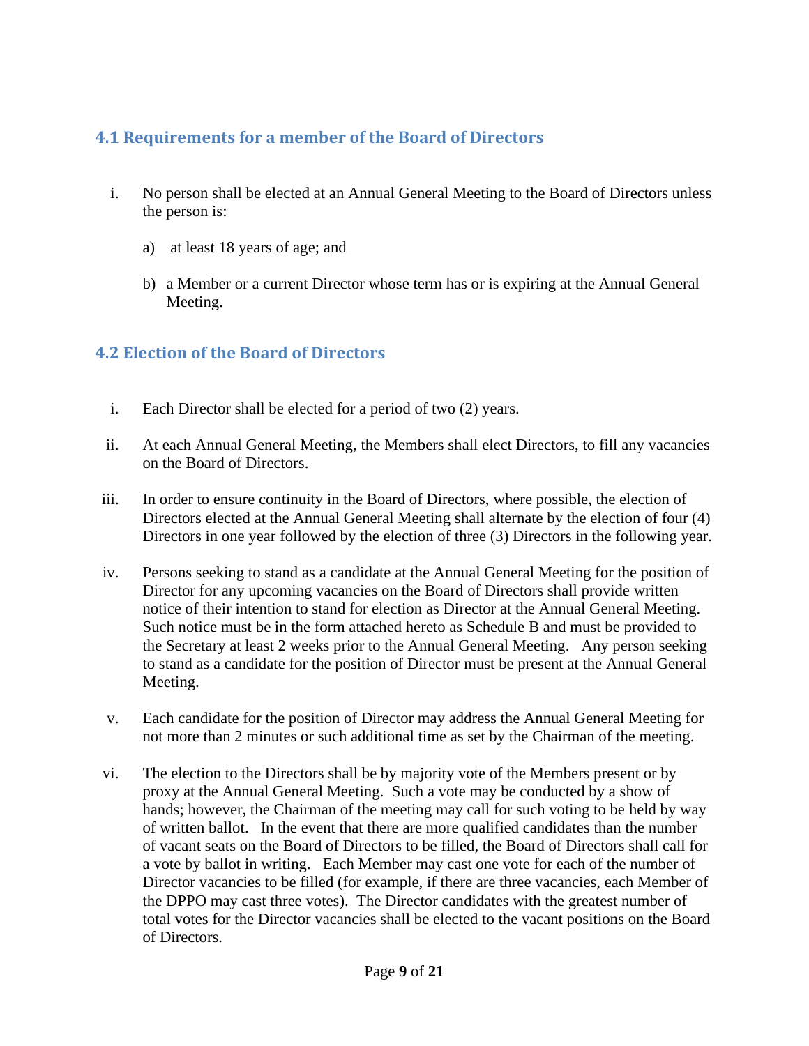### 4.1 Requirements for a member of the Board of Directors

i. No person shall be elected at an Annual General Meeting to the Board of Directors unless the person is:

   a) at least 18 years of age; and

   b) a Member or a current Director whose term has or is expiring at the Annual General Meeting.

### 4.2 Election of the Board of Directors

i. Each Director shall be elected for a period of two (2) years.

ii. At each Annual General Meeting, the Members shall elect Directors, to fill any vacancies on the Board of Directors.

iii. In order to ensure continuity in the Board of Directors, where possible, the election of Directors elected at the Annual General Meeting shall alternate by the election of four (4) Directors in one year followed by the election of three (3) Directors in the following year.

iv. Persons seeking to stand as a candidate at the Annual General Meeting for the position of Director for any upcoming vacancies on the Board of Directors shall provide written notice of their intention to stand for election as Director at the Annual General Meeting. Such notice must be in the form attached hereto as Schedule B and must be provided to the Secretary at least 2 weeks prior to the Annual General Meeting. Any person seeking to stand as a candidate for the position of Director must be present at the Annual General Meeting.

v. Each candidate for the position of Director may address the Annual General Meeting for not more than 2 minutes or such additional time as set by the Chairman of the meeting.

vi. The election to the Directors shall be by majority vote of the Members present or by proxy at the Annual General Meeting. Such a vote may be conducted by a show of hands; however, the Chairman of the meeting may call for such voting to be held by way of written ballot. In the event that there are more qualified candidates than the number of vacant seats on the Board of Directors to be filled, the Board of Directors shall call for a vote by ballot in writing. Each Member may cast one vote for each of the number of Director vacancies to be filled (for example, if there are three vacancies, each Member of the DPPO may cast three votes). The Director candidates with the greatest number of total votes for the Director vacancies shall be elected to the vacant positions on the Board of Directors.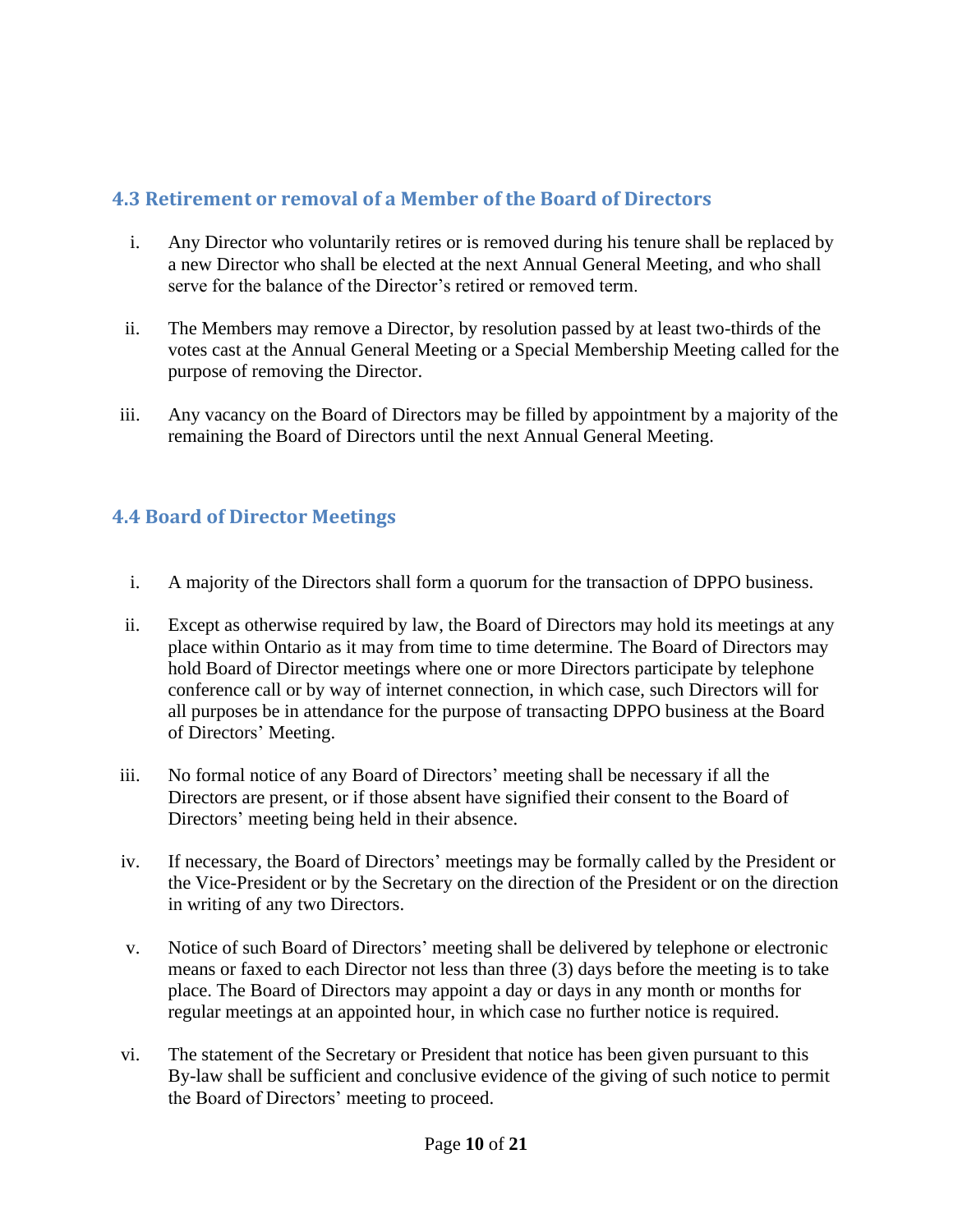### 4.3 Retirement or removal of a Member of the Board of Directors

i. Any Director who voluntarily retires or is removed during his tenure shall be replaced by a new Director who shall be elected at the next Annual General Meeting, and who shall serve for the balance of the Director's retired or removed term.

ii. The Members may remove a Director, by resolution passed by at least two-thirds of the votes cast at the Annual General Meeting or a Special Membership Meeting called for the purpose of removing the Director.

iii. Any vacancy on the Board of Directors may be filled by appointment by a majority of the remaining the Board of Directors until the next Annual General Meeting.

### 4.4 Board of Director Meetings

i. A majority of the Directors shall form a quorum for the transaction of DPPO business.

ii. Except as otherwise required by law, the Board of Directors may hold its meetings at any place within Ontario as it may from time to time determine. The Board of Directors may hold Board of Director meetings where one or more Directors participate by telephone conference call or by way of internet connection, in which case, such Directors will for all purposes be in attendance for the purpose of transacting DPPO business at the Board of Directors' Meeting.

iii. No formal notice of any Board of Directors' meeting shall be necessary if all the Directors are present, or if those absent have signified their consent to the Board of Directors' meeting being held in their absence.

iv. If necessary, the Board of Directors' meetings may be formally called by the President or the Vice-President or by the Secretary on the direction of the President or on the direction in writing of any two Directors.

v. Notice of such Board of Directors' meeting shall be delivered by telephone or electronic means or faxed to each Director not less than three (3) days before the meeting is to take place. The Board of Directors may appoint a day or days in any month or months for regular meetings at an appointed hour, in which case no further notice is required.

vi. The statement of the Secretary or President that notice has been given pursuant to this By-law shall be sufficient and conclusive evidence of the giving of such notice to permit the Board of Directors' meeting to proceed.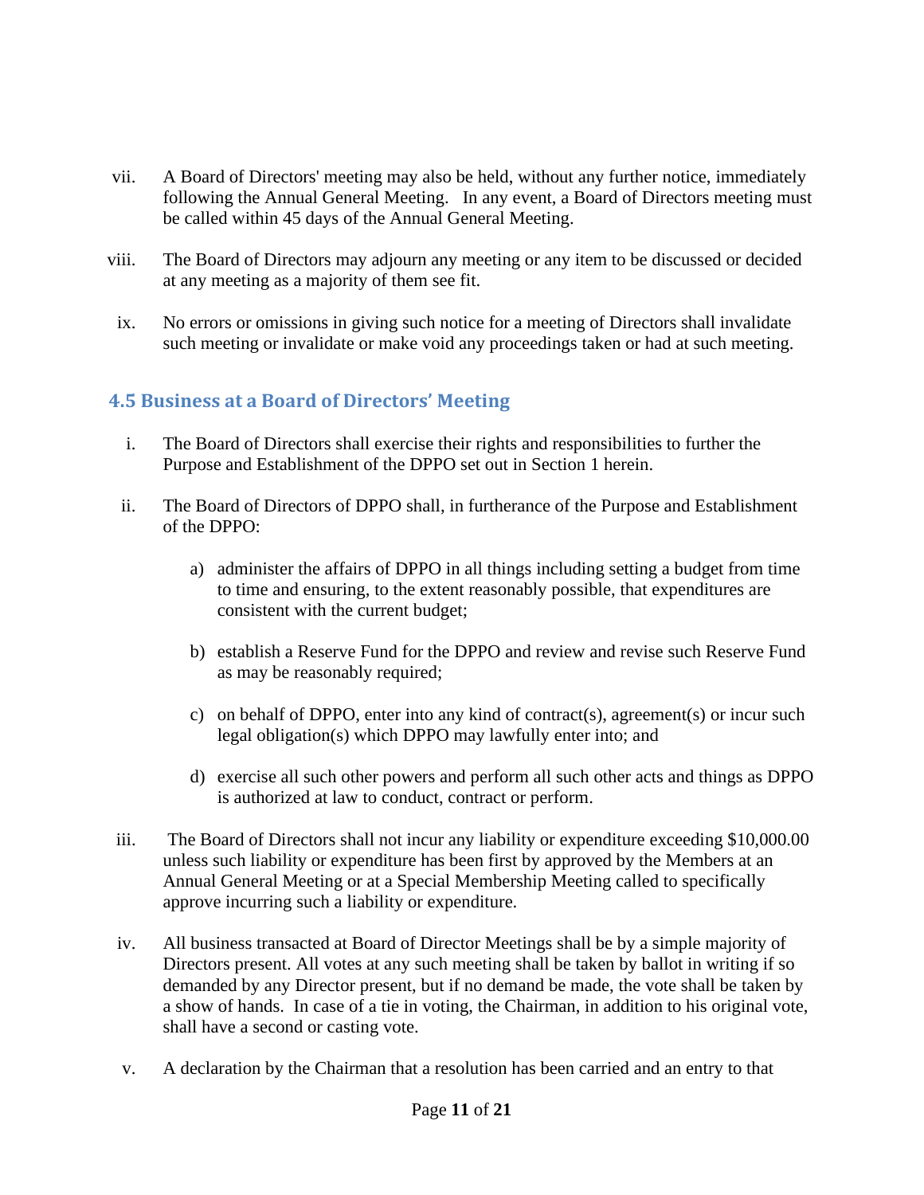vii. A Board of Directors' meeting may also be held, without any further notice, immediately following the Annual General Meeting. In any event, a Board of Directors meeting must be called within 45 days of the Annual General Meeting.

viii. The Board of Directors may adjourn any meeting or any item to be discussed or decided at any meeting as a majority of them see fit.

ix. No errors or omissions in giving such notice for a meeting of Directors shall invalidate such meeting or invalidate or make void any proceedings taken or had at such meeting.

### 4.5 Business at a Board of Directors' Meeting

i. The Board of Directors shall exercise their rights and responsibilities to further the Purpose and Establishment of the DPPO set out in Section 1 herein.

ii. The Board of Directors of DPPO shall, in furtherance of the Purpose and Establishment of the DPPO:

   a) administer the affairs of DPPO in all things including setting a budget from time to time and ensuring, to the extent reasonably possible, that expenditures are consistent with the current budget;

   b) establish a Reserve Fund for the DPPO and review and revise such Reserve Fund as may be reasonably required;

   c) on behalf of DPPO, enter into any kind of contract(s), agreement(s) or incur such legal obligation(s) which DPPO may lawfully enter into; and

   d) exercise all such other powers and perform all such other acts and things as DPPO is authorized at law to conduct, contract or perform.

iii. The Board of Directors shall not incur any liability or expenditure exceeding $10,000.00 unless such liability or expenditure has been first by approved by the Members at an Annual General Meeting or at a Special Membership Meeting called to specifically approve incurring such a liability or expenditure.

iv. All business transacted at Board of Director Meetings shall be by a simple majority of Directors present. All votes at any such meeting shall be taken by ballot in writing if so demanded by any Director present, but if no demand be made, the vote shall be taken by a show of hands. In case of a tie in voting, the Chairman, in addition to his original vote, shall have a second or casting vote.

v. A declaration by the Chairman that a resolution has been carried and an entry to that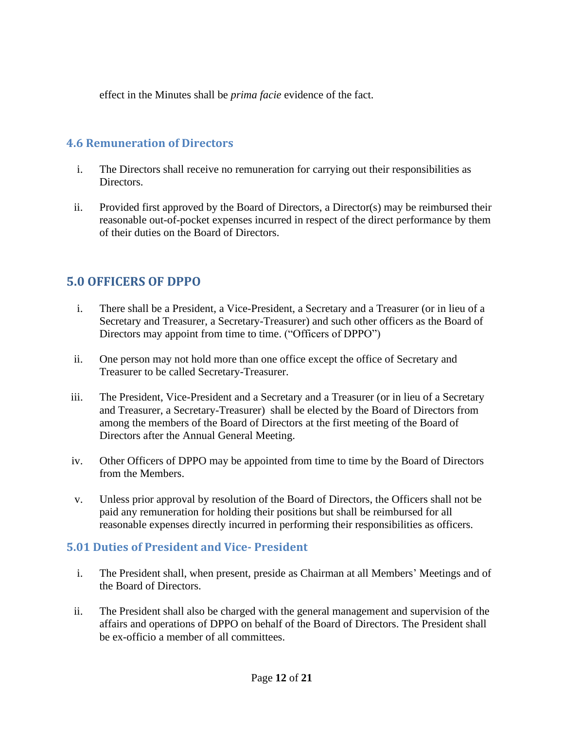effect in the Minutes shall be *prima facie* evidence of the fact.

### 4.6 Remuneration of Directors

i. The Directors shall receive no remuneration for carrying out their responsibilities as Directors.

ii. Provided first approved by the Board of Directors, a Director(s) may be reimbursed their reasonable out-of-pocket expenses incurred in respect of the direct performance by them of their duties on the Board of Directors.

## 5.0 OFFICERS OF DPPO

i. There shall be a President, a Vice-President, a Secretary and a Treasurer (or in lieu of a Secretary and Treasurer, a Secretary-Treasurer) and such other officers as the Board of Directors may appoint from time to time. ("Officers of DPPO")

ii. One person may not hold more than one office except the office of Secretary and Treasurer to be called Secretary-Treasurer.

iii. The President, Vice-President and a Secretary and a Treasurer (or in lieu of a Secretary and Treasurer, a Secretary-Treasurer) shall be elected by the Board of Directors from among the members of the Board of Directors at the first meeting of the Board of Directors after the Annual General Meeting.

iv. Other Officers of DPPO may be appointed from time to time by the Board of Directors from the Members.

v. Unless prior approval by resolution of the Board of Directors, the Officers shall not be paid any remuneration for holding their positions but shall be reimbursed for all reasonable expenses directly incurred in performing their responsibilities as officers.

### 5.01 Duties of President and Vice- President

i. The President shall, when present, preside as Chairman at all Members' Meetings and of the Board of Directors.

ii. The President shall also be charged with the general management and supervision of the affairs and operations of DPPO on behalf of the Board of Directors. The President shall be ex-officio a member of all committees.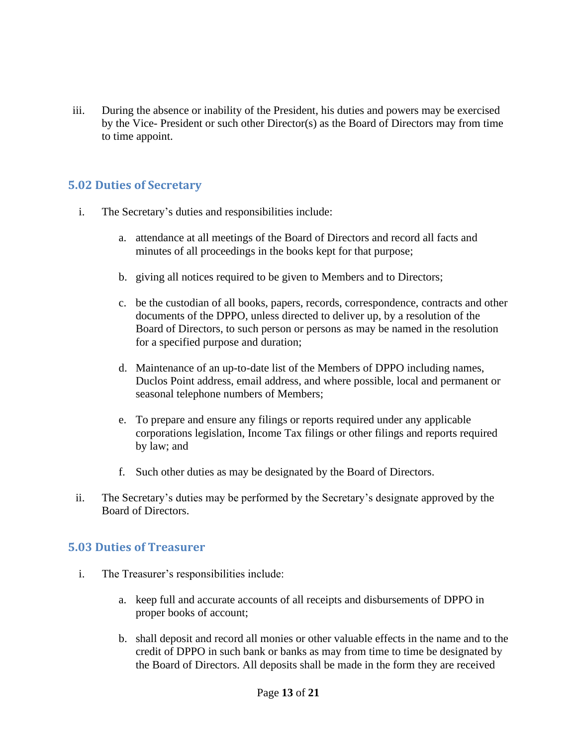iii. During the absence or inability of the President, his duties and powers may be exercised by the Vice- President or such other Director(s) as the Board of Directors may from time to time appoint.

### 5.02 Duties of Secretary

i. The Secretary's duties and responsibilities include:

   a. attendance at all meetings of the Board of Directors and record all facts and minutes of all proceedings in the books kept for that purpose;

   b. giving all notices required to be given to Members and to Directors;

   c. be the custodian of all books, papers, records, correspondence, contracts and other documents of the DPPO, unless directed to deliver up, by a resolution of the Board of Directors, to such person or persons as may be named in the resolution for a specified purpose and duration;

   d. Maintenance of an up-to-date list of the Members of DPPO including names, Duclos Point address, email address, and where possible, local and permanent or seasonal telephone numbers of Members;

   e. To prepare and ensure any filings or reports required under any applicable corporations legislation, Income Tax filings or other filings and reports required by law; and

   f. Such other duties as may be designated by the Board of Directors.

ii. The Secretary's duties may be performed by the Secretary's designate approved by the Board of Directors.

### 5.03 Duties of Treasurer

i. The Treasurer's responsibilities include:

   a. keep full and accurate accounts of all receipts and disbursements of DPPO in proper books of account;

   b. shall deposit and record all monies or other valuable effects in the name and to the credit of DPPO in such bank or banks as may from time to time be designated by the Board of Directors. All deposits shall be made in the form they are received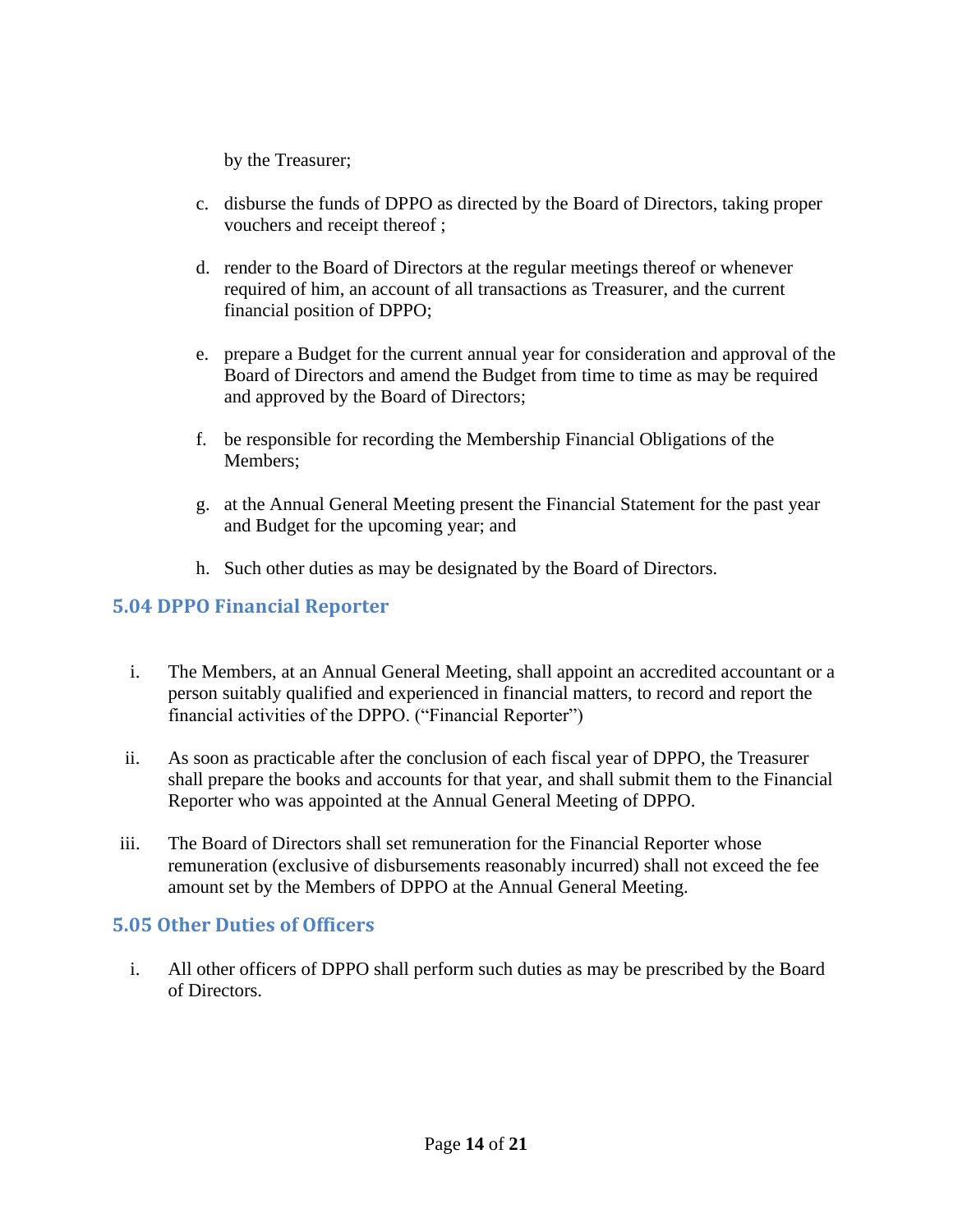by the Treasurer;

c. disburse the funds of DPPO as directed by the Board of Directors, taking proper vouchers and receipt thereof ;

d. render to the Board of Directors at the regular meetings thereof or whenever required of him, an account of all transactions as Treasurer, and the current financial position of DPPO;

e. prepare a Budget for the current annual year for consideration and approval of the Board of Directors and amend the Budget from time to time as may be required and approved by the Board of Directors;

f. be responsible for recording the Membership Financial Obligations of the Members;

g. at the Annual General Meeting present the Financial Statement for the past year and Budget for the upcoming year; and

h. Such other duties as may be designated by the Board of Directors.

## 5.04 DPPO Financial Reporter

i. The Members, at an Annual General Meeting, shall appoint an accredited accountant or a person suitably qualified and experienced in financial matters, to record and report the financial activities of the DPPO. ("Financial Reporter")

ii. As soon as practicable after the conclusion of each fiscal year of DPPO, the Treasurer shall prepare the books and accounts for that year, and shall submit them to the Financial Reporter who was appointed at the Annual General Meeting of DPPO.

iii. The Board of Directors shall set remuneration for the Financial Reporter whose remuneration (exclusive of disbursements reasonably incurred) shall not exceed the fee amount set by the Members of DPPO at the Annual General Meeting.

## 5.05 Other Duties of Officers

i. All other officers of DPPO shall perform such duties as may be prescribed by the Board of Directors.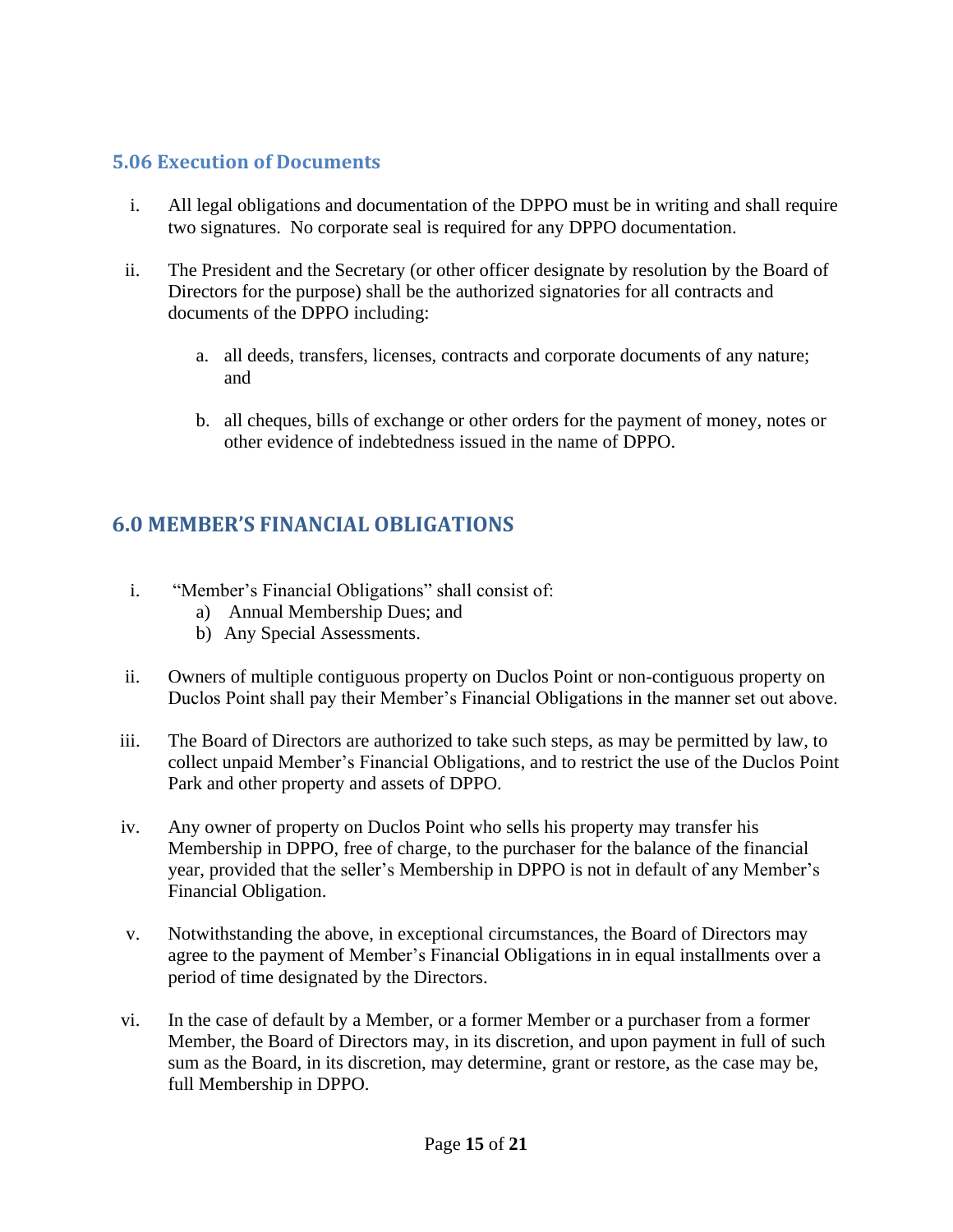### 5.06 Execution of Documents

i. All legal obligations and documentation of the DPPO must be in writing and shall require two signatures. No corporate seal is required for any DPPO documentation.

ii. The President and the Secretary (or other officer designate by resolution by the Board of Directors for the purpose) shall be the authorized signatories for all contracts and documents of the DPPO including:

   a. all deeds, transfers, licenses, contracts and corporate documents of any nature; and

   b. all cheques, bills of exchange or other orders for the payment of money, notes or other evidence of indebtedness issued in the name of DPPO.

## 6.0 MEMBER'S FINANCIAL OBLIGATIONS

i. "Member's Financial Obligations" shall consist of:
   a) Annual Membership Dues; and
   b) Any Special Assessments.

ii. Owners of multiple contiguous property on Duclos Point or non-contiguous property on Duclos Point shall pay their Member's Financial Obligations in the manner set out above.

iii. The Board of Directors are authorized to take such steps, as may be permitted by law, to collect unpaid Member's Financial Obligations, and to restrict the use of the Duclos Point Park and other property and assets of DPPO.

iv. Any owner of property on Duclos Point who sells his property may transfer his Membership in DPPO, free of charge, to the purchaser for the balance of the financial year, provided that the seller's Membership in DPPO is not in default of any Member's Financial Obligation.

v. Notwithstanding the above, in exceptional circumstances, the Board of Directors may agree to the payment of Member's Financial Obligations in in equal installments over a period of time designated by the Directors.

vi. In the case of default by a Member, or a former Member or a purchaser from a former Member, the Board of Directors may, in its discretion, and upon payment in full of such sum as the Board, in its discretion, may determine, grant or restore, as the case may be, full Membership in DPPO.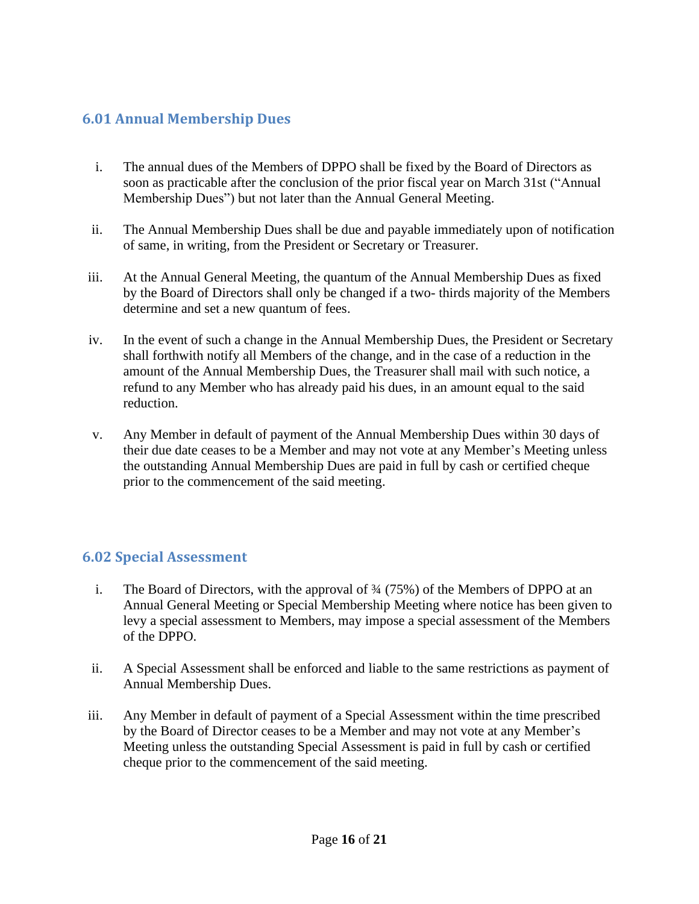### 6.01 Annual Membership Dues

i. The annual dues of the Members of DPPO shall be fixed by the Board of Directors as soon as practicable after the conclusion of the prior fiscal year on March 31st ("Annual Membership Dues") but not later than the Annual General Meeting.

ii. The Annual Membership Dues shall be due and payable immediately upon of notification of same, in writing, from the President or Secretary or Treasurer.

iii. At the Annual General Meeting, the quantum of the Annual Membership Dues as fixed by the Board of Directors shall only be changed if a two- thirds majority of the Members determine and set a new quantum of fees.

iv. In the event of such a change in the Annual Membership Dues, the President or Secretary shall forthwith notify all Members of the change, and in the case of a reduction in the amount of the Annual Membership Dues, the Treasurer shall mail with such notice, a refund to any Member who has already paid his dues, in an amount equal to the said reduction.

v. Any Member in default of payment of the Annual Membership Dues within 30 days of their due date ceases to be a Member and may not vote at any Member's Meeting unless the outstanding Annual Membership Dues are paid in full by cash or certified cheque prior to the commencement of the said meeting.

### 6.02 Special Assessment

i. The Board of Directors, with the approval of ¾ (75%) of the Members of DPPO at an Annual General Meeting or Special Membership Meeting where notice has been given to levy a special assessment to Members, may impose a special assessment of the Members of the DPPO.

ii. A Special Assessment shall be enforced and liable to the same restrictions as payment of Annual Membership Dues.

iii. Any Member in default of payment of a Special Assessment within the time prescribed by the Board of Director ceases to be a Member and may not vote at any Member's Meeting unless the outstanding Special Assessment is paid in full by cash or certified cheque prior to the commencement of the said meeting.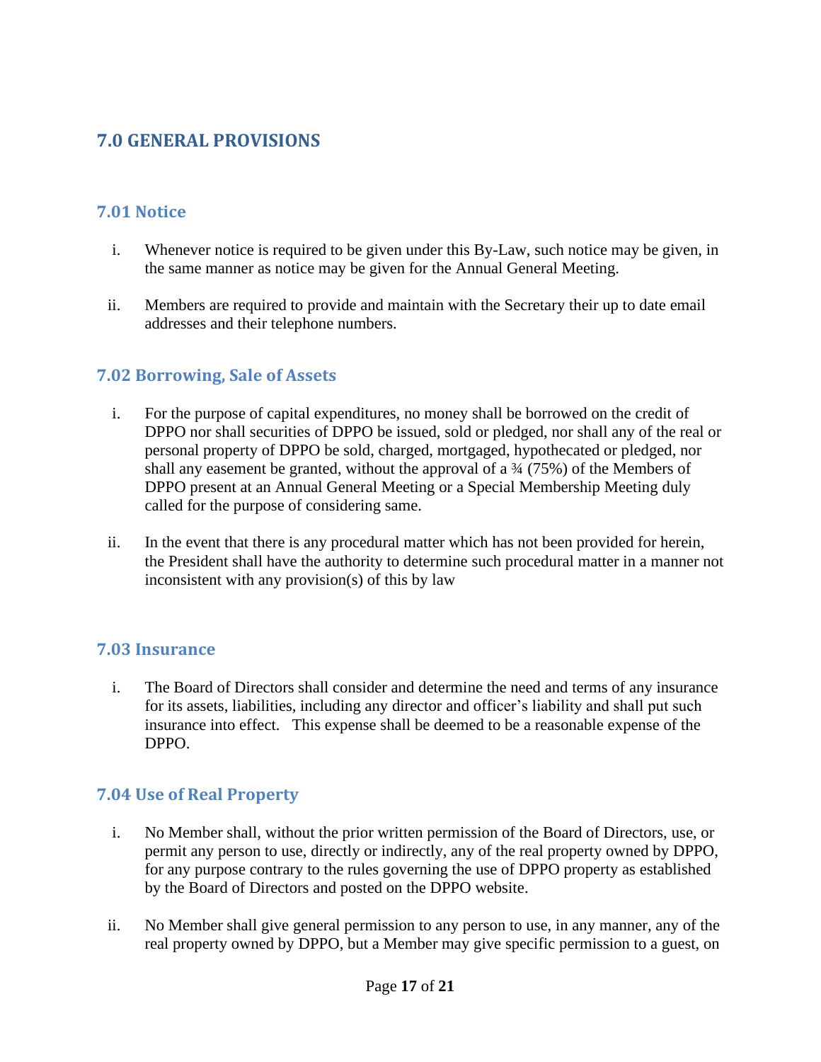## 7.0 GENERAL PROVISIONS

### 7.01 Notice

i. Whenever notice is required to be given under this By-Law, such notice may be given, in the same manner as notice may be given for the Annual General Meeting.

ii. Members are required to provide and maintain with the Secretary their up to date email addresses and their telephone numbers.

### 7.02 Borrowing, Sale of Assets

i. For the purpose of capital expenditures, no money shall be borrowed on the credit of DPPO nor shall securities of DPPO be issued, sold or pledged, nor shall any of the real or personal property of DPPO be sold, charged, mortgaged, hypothecated or pledged, nor shall any easement be granted, without the approval of a ¾ (75%) of the Members of DPPO present at an Annual General Meeting or a Special Membership Meeting duly called for the purpose of considering same.

ii. In the event that there is any procedural matter which has not been provided for herein, the President shall have the authority to determine such procedural matter in a manner not inconsistent with any provision(s) of this by law

### 7.03 Insurance

i. The Board of Directors shall consider and determine the need and terms of any insurance for its assets, liabilities, including any director and officer's liability and shall put such insurance into effect. This expense shall be deemed to be a reasonable expense of the DPPO.

### 7.04 Use of Real Property

i. No Member shall, without the prior written permission of the Board of Directors, use, or permit any person to use, directly or indirectly, any of the real property owned by DPPO, for any purpose contrary to the rules governing the use of DPPO property as established by the Board of Directors and posted on the DPPO website.

ii. No Member shall give general permission to any person to use, in any manner, any of the real property owned by DPPO, but a Member may give specific permission to a guest, on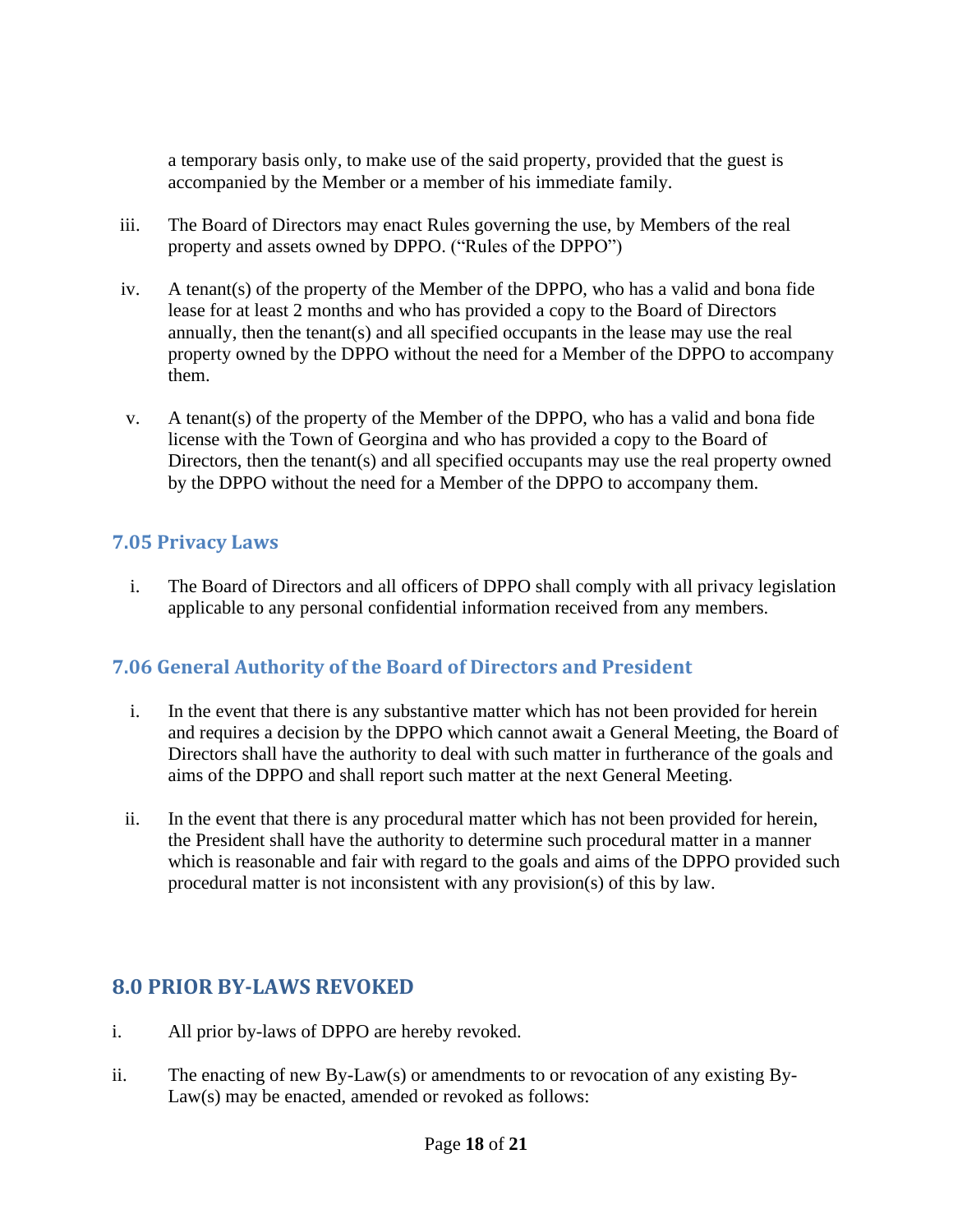a temporary basis only, to make use of the said property, provided that the guest is accompanied by the Member or a member of his immediate family.

iii. The Board of Directors may enact Rules governing the use, by Members of the real property and assets owned by DPPO. ("Rules of the DPPO")

iv. A tenant(s) of the property of the Member of the DPPO, who has a valid and bona fide lease for at least 2 months and who has provided a copy to the Board of Directors annually, then the tenant(s) and all specified occupants in the lease may use the real property owned by the DPPO without the need for a Member of the DPPO to accompany them.

v. A tenant(s) of the property of the Member of the DPPO, who has a valid and bona fide license with the Town of Georgina and who has provided a copy to the Board of Directors, then the tenant(s) and all specified occupants may use the real property owned by the DPPO without the need for a Member of the DPPO to accompany them.

### 7.05 Privacy Laws

i. The Board of Directors and all officers of DPPO shall comply with all privacy legislation applicable to any personal confidential information received from any members.

### 7.06 General Authority of the Board of Directors and President

i. In the event that there is any substantive matter which has not been provided for herein and requires a decision by the DPPO which cannot await a General Meeting, the Board of Directors shall have the authority to deal with such matter in furtherance of the goals and aims of the DPPO and shall report such matter at the next General Meeting.

ii. In the event that there is any procedural matter which has not been provided for herein, the President shall have the authority to determine such procedural matter in a manner which is reasonable and fair with regard to the goals and aims of the DPPO provided such procedural matter is not inconsistent with any provision(s) of this by law.

## 8.0 PRIOR BY-LAWS REVOKED

i. All prior by-laws of DPPO are hereby revoked.

ii. The enacting of new By-Law(s) or amendments to or revocation of any existing By-Law(s) may be enacted, amended or revoked as follows: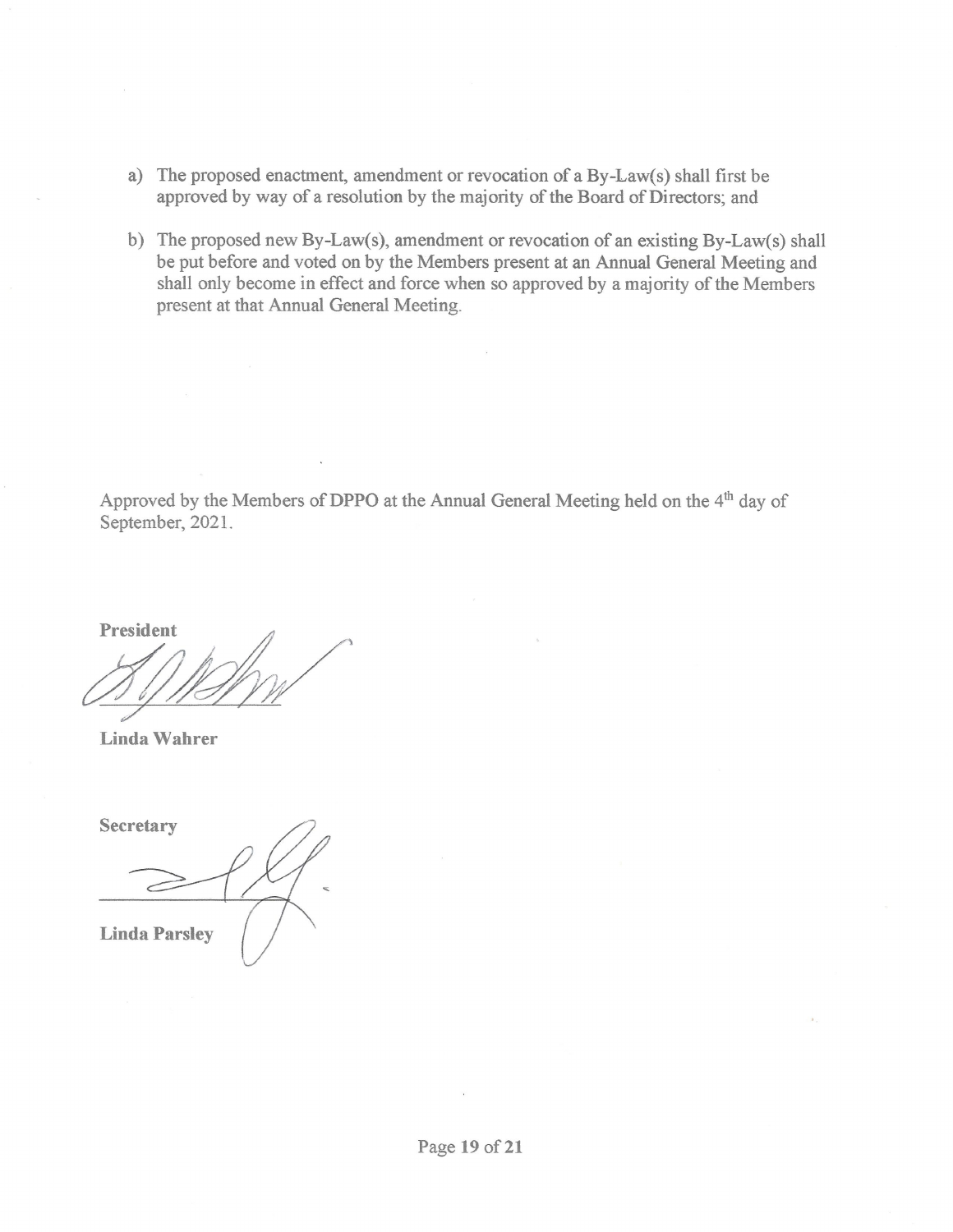a) The proposed enactment, amendment or revocation of a By-Law(s) shall first be approved by way of a resolution by the majority of the Board of Directors; and

b) The proposed new By-Law(s), amendment or revocation of an existing By-Law(s) shall be put before and voted on by the Members present at an Annual General Meeting and shall only become in effect and force when so approved by a majority of the Members present at that Annual General Meeting.

Approved by the Members of DPPO at the Annual General Meeting held on the 4th day of September, 2021.

**President**

**Linda Wahrer**

**Secretary**

**Linda Parsley**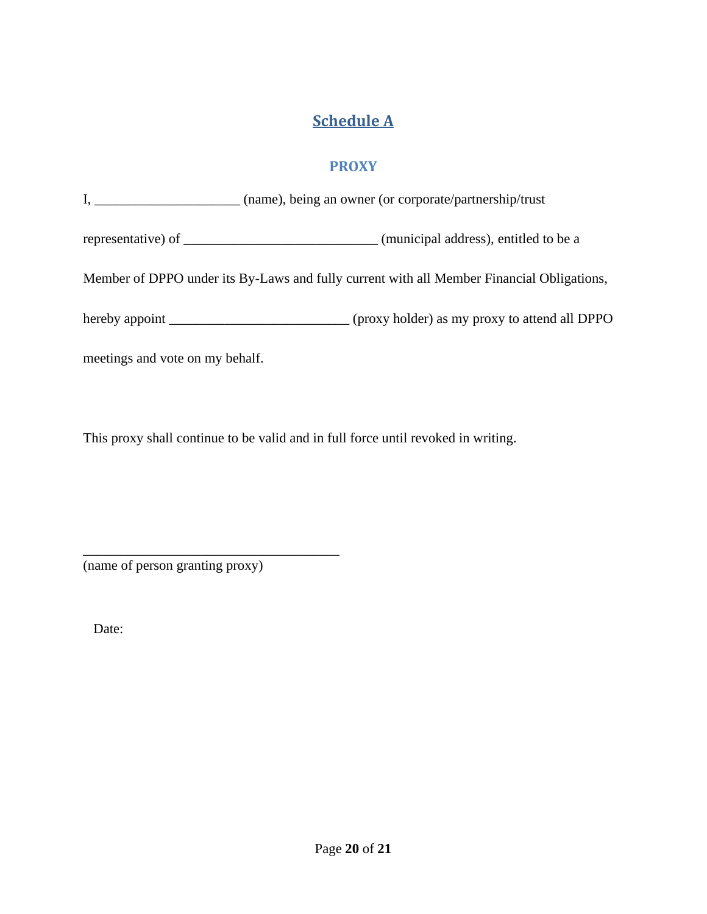## Schedule A

### PROXY

I, _____________________ (name), being an owner (or corporate/partnership/trust representative) of ____________________________ (municipal address), entitled to be a Member of DPPO under its By-Laws and fully current with all Member Financial Obligations, hereby appoint __________________________ (proxy holder) as my proxy to attend all DPPO meetings and vote on my behalf.

This proxy shall continue to be valid and in full force until revoked in writing.

_____________________________________
(name of person granting proxy)

Date: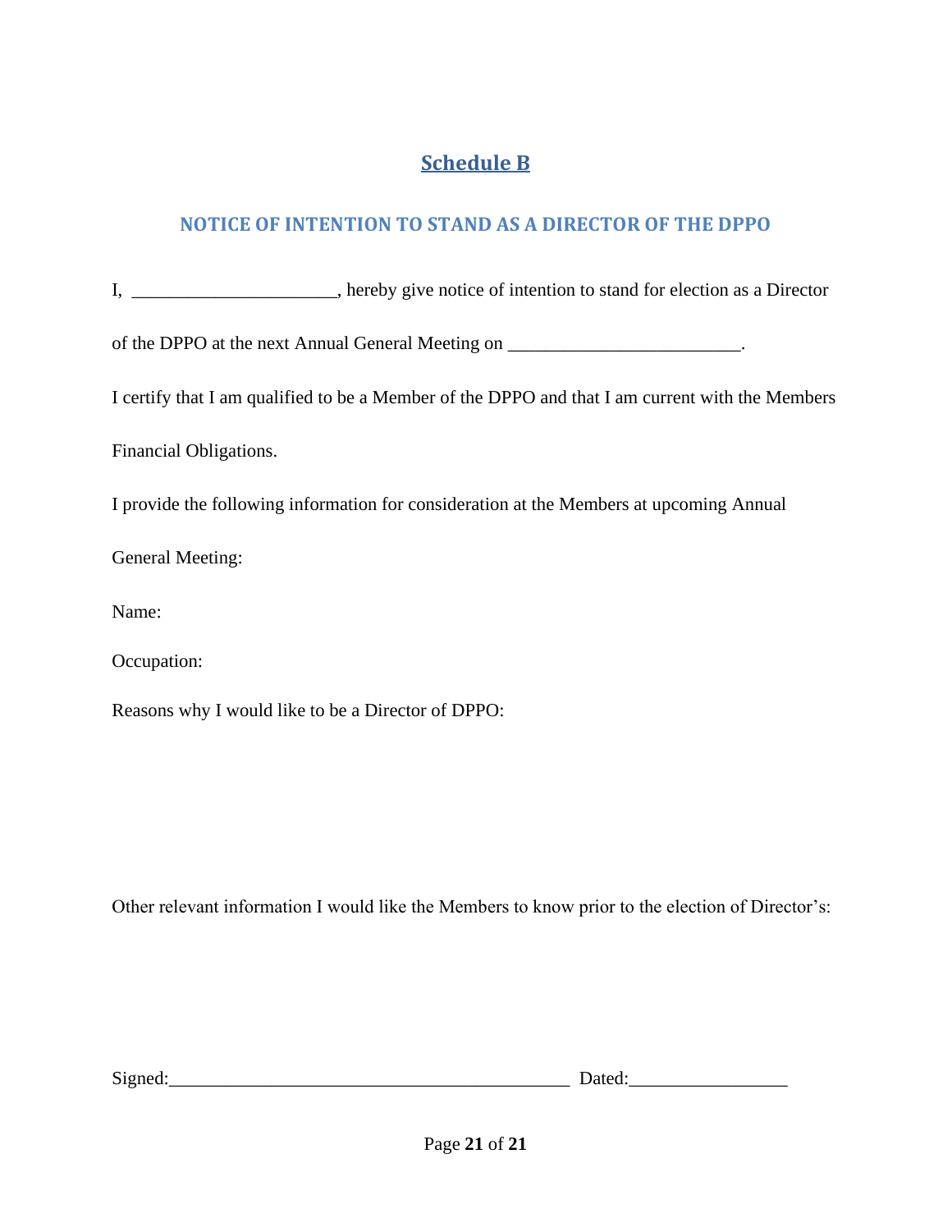## Schedule B

### NOTICE OF INTENTION TO STAND AS A DIRECTOR OF THE DPPO

I, ______________________, hereby give notice of intention to stand for election as a Director of the DPPO at the next Annual General Meeting on _________________________.

I certify that I am qualified to be a Member of the DPPO and that I am current with the Members Financial Obligations.

I provide the following information for consideration at the Members at upcoming Annual General Meeting:

Name:

Occupation:

Reasons why I would like to be a Director of DPPO:

Other relevant information I would like the Members to know prior to the election of Director's:

Signed:___________________________________________ Dated:_________________